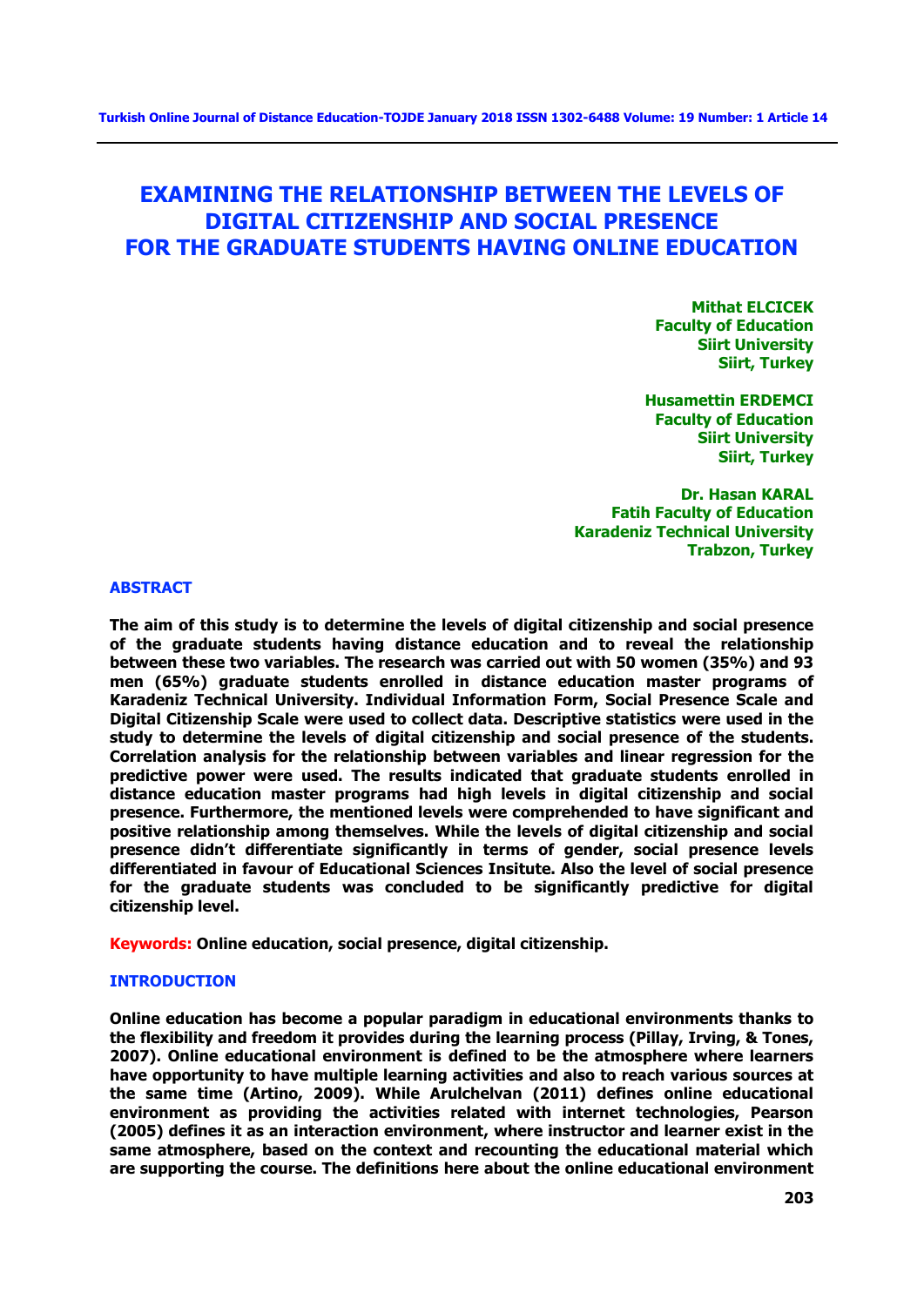# EXAMINING THE RELATIONSHIP BETWEEN THE LEVELS OF DIGITAL CITIZENSHIP AND SOCIAL PRESENCE FOR THE GRADUATE STUDENTS HAVING ONLINE EDUCATION

**Mithat ELCICEK**
**Faculty of Education**
**Siirt University**
**Siirt, Turkey**

**Husamettin ERDEMCI**
**Faculty of Education**
**Siirt University**
**Siirt, Turkey**

**Dr. Hasan KARAL**
**Fatih Faculty of Education**
**Karadeniz Technical University**
**Trabzon, Turkey**

## ABSTRACT

The aim of this study is to determine the levels of digital citizenship and social presence of the graduate students having distance education and to reveal the relationship between these two variables. The research was carried out with 50 women (35%) and 93 men (65%) graduate students enrolled in distance education master programs of Karadeniz Technical University. Individual Information Form, Social Presence Scale and Digital Citizenship Scale were used to collect data. Descriptive statistics were used in the study to determine the levels of digital citizenship and social presence of the students. Correlation analysis for the relationship between variables and linear regression for the predictive power were used. The results indicated that graduate students enrolled in distance education master programs had high levels in digital citizenship and social presence. Furthermore, the mentioned levels were comprehended to have significant and positive relationship among themselves. While the levels of digital citizenship and social presence didn't differentiate significantly in terms of gender, social presence levels differentiated in favour of Educational Sciences Insitute. Also the level of social presence for the graduate students was concluded to be significantly predictive for digital citizenship level.

**Keywords:** Online education, social presence, digital citizenship.

## INTRODUCTION

Online education has become a popular paradigm in educational environments thanks to the flexibility and freedom it provides during the learning process (Pillay, Irving, & Tones, 2007). Online educational environment is defined to be the atmosphere where learners have opportunity to have multiple learning activities and also to reach various sources at the same time (Artino, 2009). While Arulchelvan (2011) defines online educational environment as providing the activities related with internet technologies, Pearson (2005) defines it as an interaction environment, where instructor and learner exist in the same atmosphere, based on the context and recounting the educational material which are supporting the course. The definitions here about the online educational environment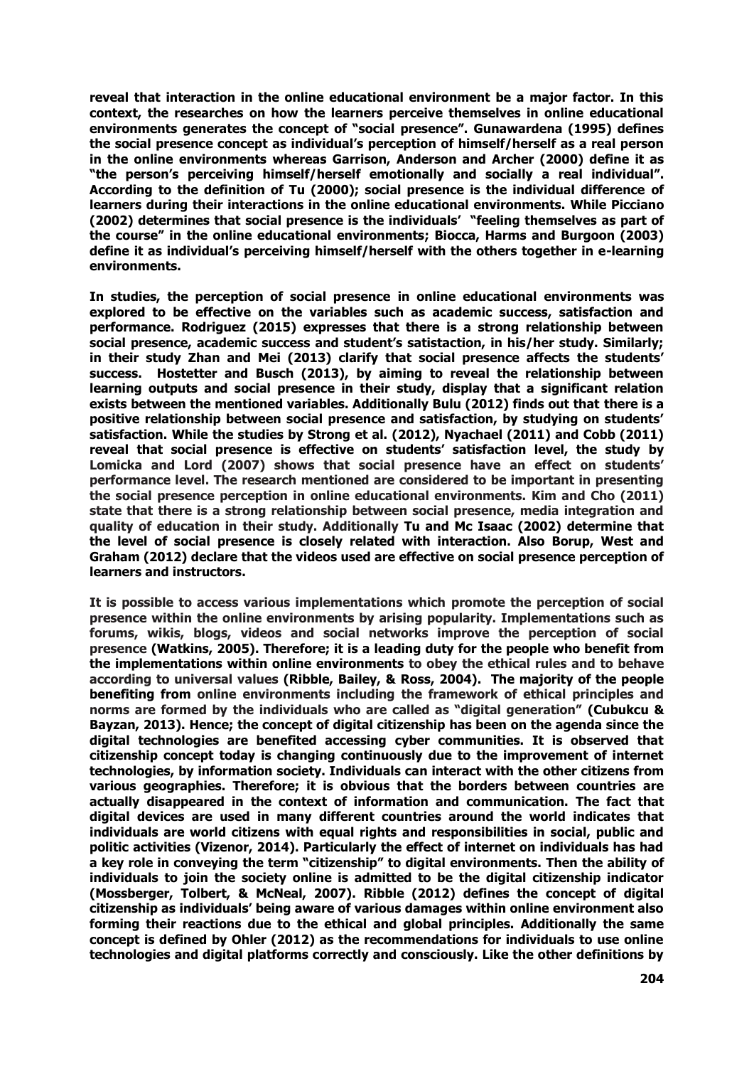reveal that interaction in the online educational environment be a major factor. In this context, the researches on how the learners perceive themselves in online educational environments generates the concept of "social presence". Gunawardena (1995) defines the social presence concept as individual's perception of himself/herself as a real person in the online environments whereas Garrison, Anderson and Archer (2000) define it as "the person's perceiving himself/herself emotionally and socially a real individual". According to the definition of Tu (2000); social presence is the individual difference of learners during their interactions in the online educational environments. While Picciano (2002) determines that social presence is the individuals' "feeling themselves as part of the course" in the online educational environments; Biocca, Harms and Burgoon (2003) define it as individual's perceiving himself/herself with the others together in e-learning environments.

In studies, the perception of social presence in online educational environments was explored to be effective on the variables such as academic success, satisfaction and performance. Rodriguez (2015) expresses that there is a strong relationship between social presence, academic success and student's satistaction, in his/her study. Similarly; in their study Zhan and Mei (2013) clarify that social presence affects the students' success. Hostetter and Busch (2013), by aiming to reveal the relationship between learning outputs and social presence in their study, display that a significant relation exists between the mentioned variables. Additionally Bulu (2012) finds out that there is a positive relationship between social presence and satisfaction, by studying on students' satisfaction. While the studies by Strong et al. (2012), Nyachael (2011) and Cobb (2011) reveal that social presence is effective on students' satisfaction level, the study by Lomicka and Lord (2007) shows that social presence have an effect on students' performance level. The research mentioned are considered to be important in presenting the social presence perception in online educational environments. Kim and Cho (2011) state that there is a strong relationship between social presence, media integration and quality of education in their study. Additionally Tu and Mc Isaac (2002) determine that the level of social presence is closely related with interaction. Also Borup, West and Graham (2012) declare that the videos used are effective on social presence perception of learners and instructors.

It is possible to access various implementations which promote the perception of social presence within the online environments by arising popularity. Implementations such as forums, wikis, blogs, videos and social networks improve the perception of social presence (Watkins, 2005). Therefore; it is a leading duty for the people who benefit from the implementations within online environments to obey the ethical rules and to behave according to universal values (Ribble, Bailey, & Ross, 2004). The majority of the people benefiting from online environments including the framework of ethical principles and norms are formed by the individuals who are called as "digital generation" (Cubukcu & Bayzan, 2013). Hence; the concept of digital citizenship has been on the agenda since the digital technologies are benefited accessing cyber communities. It is observed that citizenship concept today is changing continuously due to the improvement of internet technologies, by information society. Individuals can interact with the other citizens from various geographies. Therefore; it is obvious that the borders between countries are actually disappeared in the context of information and communication. The fact that digital devices are used in many different countries around the world indicates that individuals are world citizens with equal rights and responsibilities in social, public and politic activities (Vizenor, 2014). Particularly the effect of internet on individuals has had a key role in conveying the term "citizenship" to digital environments. Then the ability of individuals to join the society online is admitted to be the digital citizenship indicator (Mossberger, Tolbert, & McNeal, 2007). Ribble (2012) defines the concept of digital citizenship as individuals' being aware of various damages within online environment also forming their reactions due to the ethical and global principles. Additionally the same concept is defined by Ohler (2012) as the recommendations for individuals to use online technologies and digital platforms correctly and consciously. Like the other definitions by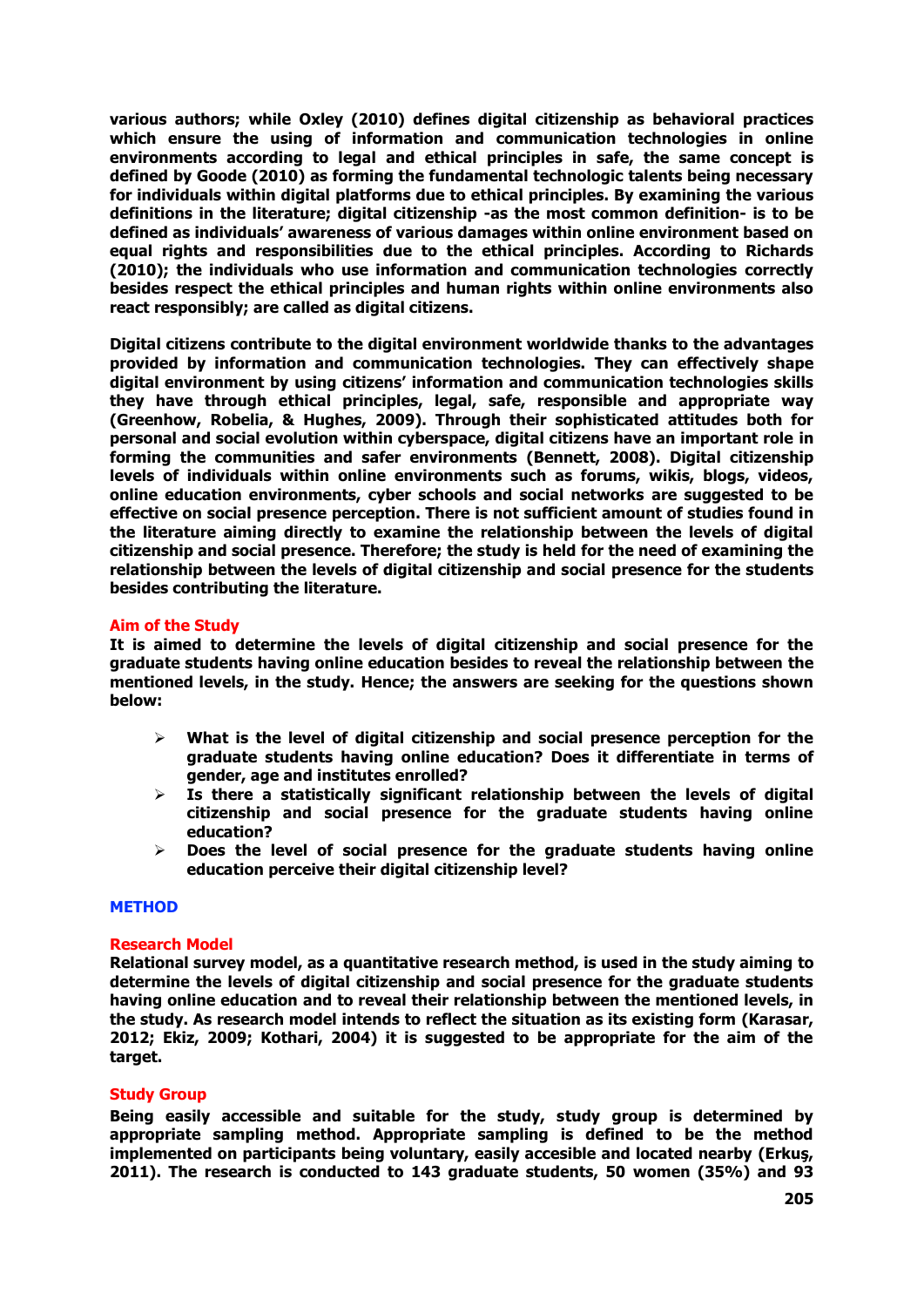various authors; while Oxley (2010) defines digital citizenship as behavioral practices which ensure the using of information and communication technologies in online environments according to legal and ethical principles in safe, the same concept is defined by Goode (2010) as forming the fundamental technologic talents being necessary for individuals within digital platforms due to ethical principles. By examining the various definitions in the literature; digital citizenship -as the most common definition- is to be defined as individuals' awareness of various damages within online environment based on equal rights and responsibilities due to the ethical principles. According to Richards (2010); the individuals who use information and communication technologies correctly besides respect the ethical principles and human rights within online environments also react responsibly; are called as digital citizens.

Digital citizens contribute to the digital environment worldwide thanks to the advantages provided by information and communication technologies. They can effectively shape digital environment by using citizens' information and communication technologies skills they have through ethical principles, legal, safe, responsible and appropriate way (Greenhow, Robelia, & Hughes, 2009). Through their sophisticated attitudes both for personal and social evolution within cyberspace, digital citizens have an important role in forming the communities and safer environments (Bennett, 2008). Digital citizenship levels of individuals within online environments such as forums, wikis, blogs, videos, online education environments, cyber schools and social networks are suggested to be effective on social presence perception. There is not sufficient amount of studies found in the literature aiming directly to examine the relationship between the levels of digital citizenship and social presence. Therefore; the study is held for the need of examining the relationship between the levels of digital citizenship and social presence for the students besides contributing the literature.

### Aim of the Study

It is aimed to determine the levels of digital citizenship and social presence for the graduate students having online education besides to reveal the relationship between the mentioned levels, in the study. Hence; the answers are seeking for the questions shown below:

- What is the level of digital citizenship and social presence perception for the graduate students having online education? Does it differentiate in terms of gender, age and institutes enrolled?
- Is there a statistically significant relationship between the levels of digital citizenship and social presence for the graduate students having online education?
- Does the level of social presence for the graduate students having online education perceive their digital citizenship level?

## METHOD

### Research Model

Relational survey model, as a quantitative research method, is used in the study aiming to determine the levels of digital citizenship and social presence for the graduate students having online education and to reveal their relationship between the mentioned levels, in the study. As research model intends to reflect the situation as its existing form (Karasar, 2012; Ekiz, 2009; Kothari, 2004) it is suggested to be appropriate for the aim of the target.

### Study Group

Being easily accessible and suitable for the study, study group is determined by appropriate sampling method. Appropriate sampling is defined to be the method implemented on participants being voluntary, easily accesible and located nearby (Erkuş, 2011). The research is conducted to 143 graduate students, 50 women (35%) and 93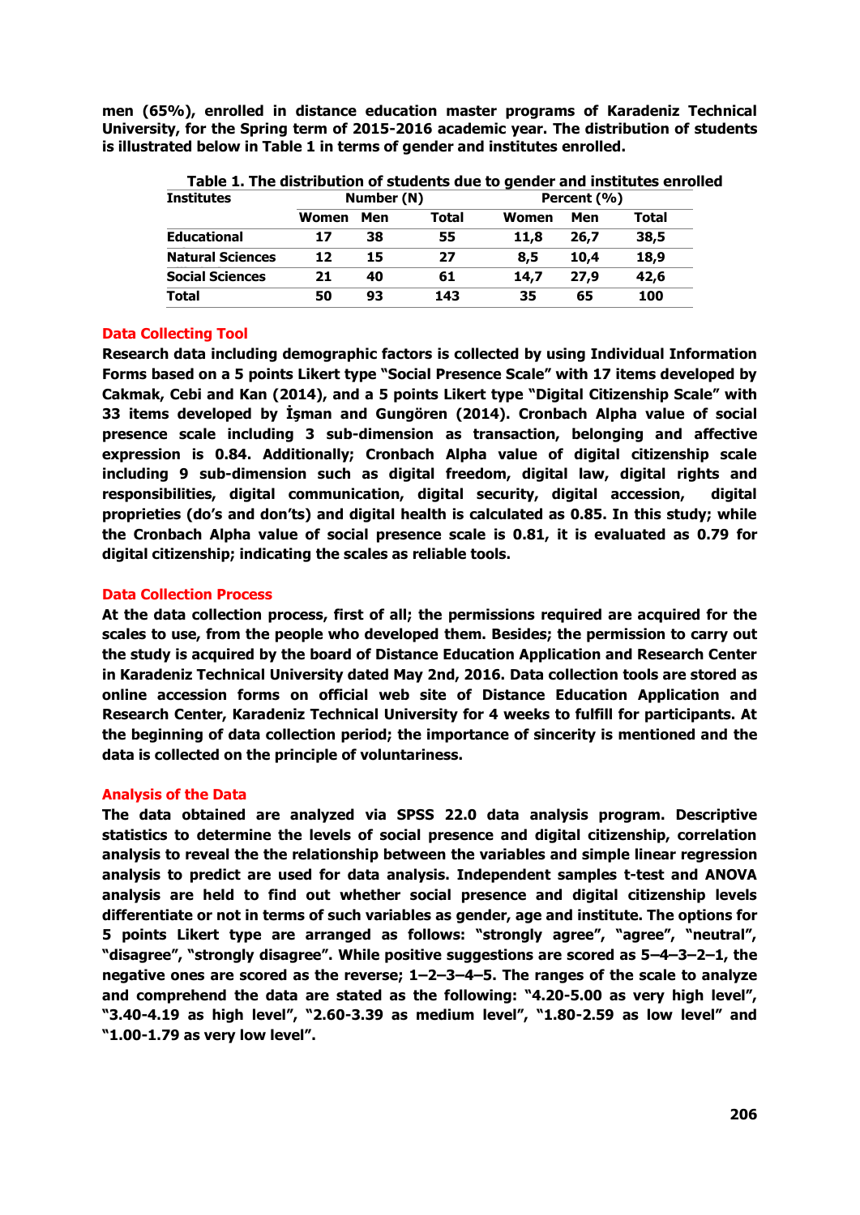**men (65%), enrolled in distance education master programs of Karadeniz Technical University, for the Spring term of 2015-2016 academic year. The distribution of students is illustrated below in Table 1 in terms of gender and institutes enrolled.**

**Table 1. The distribution of students due to gender and institutes enrolled**

| Institutes | Number (N) | | | Percent (%) | | |
|---|---|---|---|---|---|---|
| | Women | Men | Total | Women | Men | Total |
| Educational | 17 | 38 | 55 | 11,8 | 26,7 | 38,5 |
| Natural Sciences | 12 | 15 | 27 | 8,5 | 10,4 | 18,9 |
| Social Sciences | 21 | 40 | 61 | 14,7 | 27,9 | 42,6 |
| Total | 50 | 93 | 143 | 35 | 65 | 100 |

## Data Collecting Tool

**Research data including demographic factors is collected by using Individual Information Forms based on a 5 points Likert type "Social Presence Scale" with 17 items developed by Cakmak, Cebi and Kan (2014), and a 5 points Likert type "Digital Citizenship Scale" with 33 items developed by İşman and Gungören (2014). Cronbach Alpha value of social presence scale including 3 sub-dimension as transaction, belonging and affective expression is 0.84. Additionally; Cronbach Alpha value of digital citizenship scale including 9 sub-dimension such as digital freedom, digital law, digital rights and responsibilities, digital communication, digital security, digital accession, digital proprieties (do's and don'ts) and digital health is calculated as 0.85. In this study; while the Cronbach Alpha value of social presence scale is 0.81, it is evaluated as 0.79 for digital citizenship; indicating the scales as reliable tools.**

## Data Collection Process

**At the data collection process, first of all; the permissions required are acquired for the scales to use, from the people who developed them. Besides; the permission to carry out the study is acquired by the board of Distance Education Application and Research Center in Karadeniz Technical University dated May 2nd, 2016. Data collection tools are stored as online accession forms on official web site of Distance Education Application and Research Center, Karadeniz Technical University for 4 weeks to fulfill for participants. At the beginning of data collection period; the importance of sincerity is mentioned and the data is collected on the principle of voluntariness.**

## Analysis of the Data

**The data obtained are analyzed via SPSS 22.0 data analysis program. Descriptive statistics to determine the levels of social presence and digital citizenship, correlation analysis to reveal the the relationship between the variables and simple linear regression analysis to predict are used for data analysis. Independent samples t-test and ANOVA analysis are held to find out whether social presence and digital citizenship levels differentiate or not in terms of such variables as gender, age and institute. The options for 5 points Likert type are arranged as follows: "strongly agree", "agree", "neutral", "disagree", "strongly disagree". While positive suggestions are scored as 5–4–3–2–1, the negative ones are scored as the reverse; 1–2–3–4–5. The ranges of the scale to analyze and comprehend the data are stated as the following: "4.20-5.00 as very high level", "3.40-4.19 as high level", "2.60-3.39 as medium level", "1.80-2.59 as low level" and "1.00-1.79 as very low level".**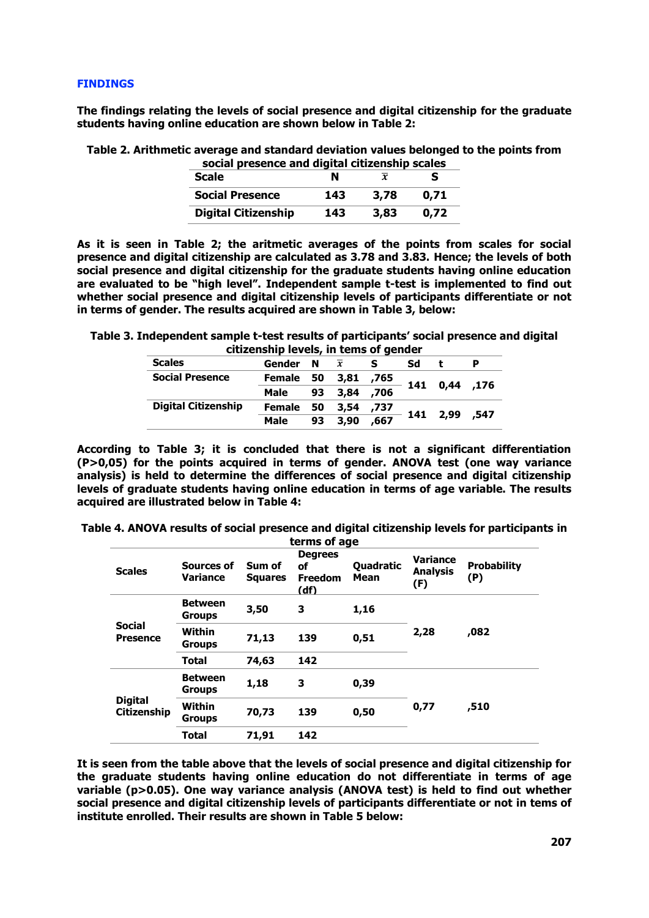## FINDINGS

**The findings relating the levels of social presence and digital citizenship for the graduate students having online education are shown below in Table 2:**

**Table 2. Arithmetic average and standard deviation values belonged to the points from social presence and digital citizenship scales**

| Scale | N | $\bar{x}$ | S |
|---|---|---|---|
| Social Presence | 143 | 3,78 | 0,71 |
| Digital Citizenship | 143 | 3,83 | 0,72 |

**As it is seen in Table 2; the aritmetic averages of the points from scales for social presence and digital citizenship are calculated as 3.78 and 3.83. Hence; the levels of both social presence and digital citizenship for the graduate students having online education are evaluated to be "high level". Independent sample t-test is implemented to find out whether social presence and digital citizenship levels of participants differentiate or not in terms of gender. The results acquired are shown in Table 3, below:**

**Table 3. Independent sample t-test results of participants' social presence and digital citizenship levels, in tems of gender**

| Scales | Gender | N | $\bar{x}$ | S | Sd | t | P |
|---|---|---|---|---|---|---|---|
| Social Presence | Female | 50 | 3,81 | ,765 | 141 | 0,44 | ,176 |
| | Male | 93 | 3,84 | ,706 | | | |
| Digital Citizenship | Female | 50 | 3,54 | ,737 | 141 | 2,99 | ,547 |
| | Male | 93 | 3,90 | ,667 | | | |

**According to Table 3; it is concluded that there is not a significant differentiation (P>0,05) for the points acquired in terms of gender. ANOVA test (one way variance analysis) is held to determine the differences of social presence and digital citizenship levels of graduate students having online education in terms of age variable. The results acquired are illustrated below in Table 4:**

**Table 4. ANOVA results of social presence and digital citizenship levels for participants in terms of age**

| Scales | Sources of Variance | Sum of Squares | Degrees of Freedom (df) | Quadratic Mean | Variance Analysis (F) | Probability (P) |
|---|---|---|---|---|---|---|
| Social Presence | Between Groups | 3,50 | 3 | 1,16 | 2,28 | ,082 |
| | Within Groups | 71,13 | 139 | 0,51 | | |
| | Total | 74,63 | 142 | | | |
| Digital Citizenship | Between Groups | 1,18 | 3 | 0,39 | 0,77 | ,510 |
| | Within Groups | 70,73 | 139 | 0,50 | | |
| | Total | 71,91 | 142 | | | |

**It is seen from the table above that the levels of social presence and digital citizenship for the graduate students having online education do not differentiate in terms of age variable (p>0.05). One way variance analysis (ANOVA test) is held to find out whether social presence and digital citizenship levels of participants differentiate or not in tems of institute enrolled. Their results are shown in Table 5 below:**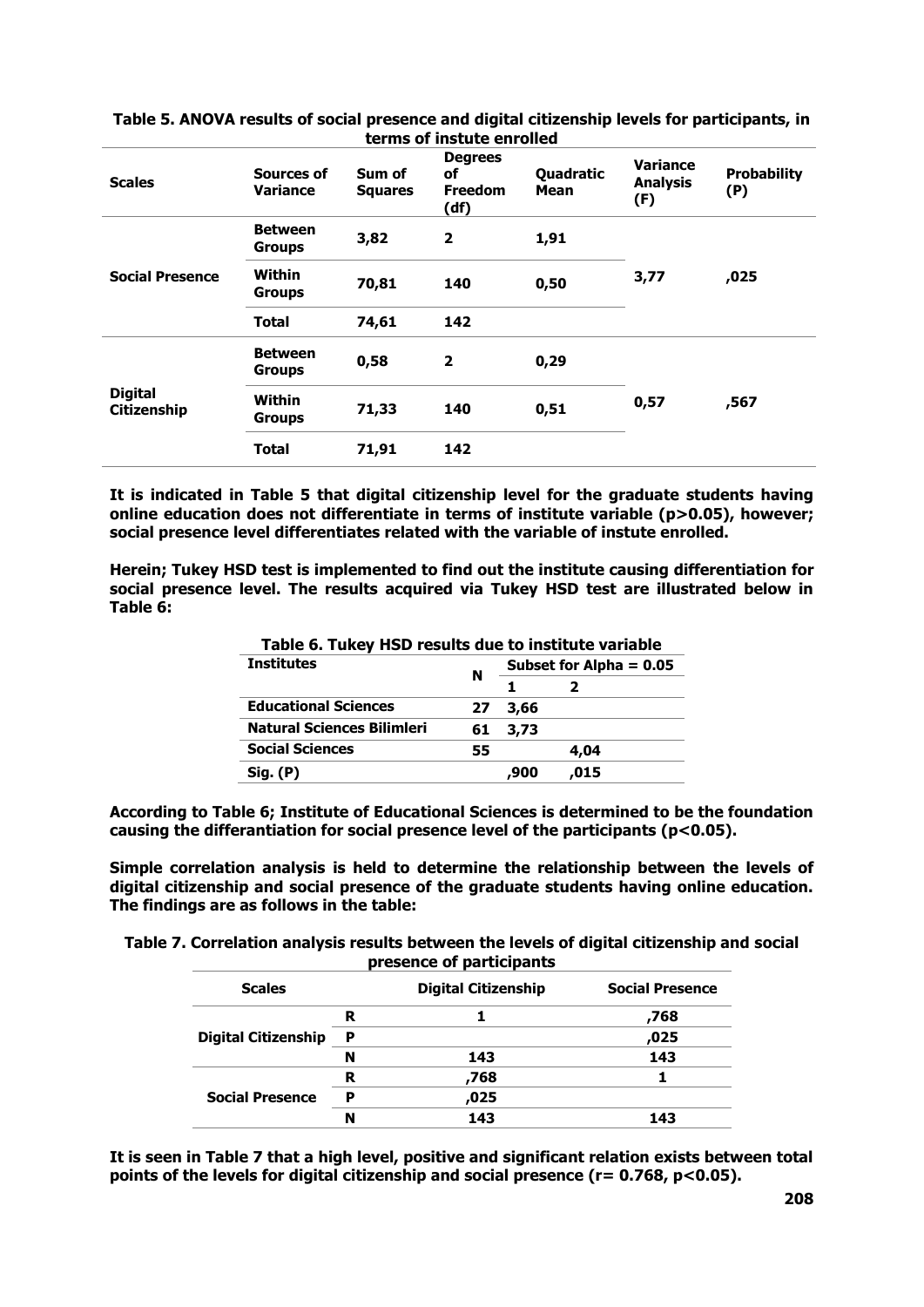**Table 5. ANOVA results of social presence and digital citizenship levels for participants, in terms of instute enrolled**

| Scales | Sources of Variance | Sum of Squares | Degrees of Freedom (df) | Quadratic Mean | Variance Analysis (F) | Probability (P) |
|---|---|---|---|---|---|---|
| Social Presence | Between Groups | 3,82 | 2 | 1,91 | 3,77 | ,025 |
| | Within Groups | 70,81 | 140 | 0,50 | | |
| | Total | 74,61 | 142 | | | |
| Digital Citizenship | Between Groups | 0,58 | 2 | 0,29 | 0,57 | ,567 |
| | Within Groups | 71,33 | 140 | 0,51 | | |
| | Total | 71,91 | 142 | | | |

**It is indicated in Table 5 that digital citizenship level for the graduate students having online education does not differentiate in terms of institute variable (p>0.05), however; social presence level differentiates related with the variable of instute enrolled.**

**Herein; Tukey HSD test is implemented to find out the institute causing differentiation for social presence level. The results acquired via Tukey HSD test are illustrated below in Table 6:**

**Table 6. Tukey HSD results due to institute variable**

| Institutes | N | Subset for Alpha = 0.05 | |
|---|---|---|---|
| | | 1 | 2 |
| Educational Sciences | 27 | 3,66 | |
| Natural Sciences Bilimleri | 61 | 3,73 | |
| Social Sciences | 55 | | 4,04 |
| Sig. (P) | | ,900 | ,015 |

**According to Table 6; Institute of Educational Sciences is determined to be the foundation causing the differantiation for social presence level of the participants (p<0.05).**

**Simple correlation analysis is held to determine the relationship between the levels of digital citizenship and social presence of the graduate students having online education. The findings are as follows in the table:**

**Table 7. Correlation analysis results between the levels of digital citizenship and social presence of participants**

| Scales | | Digital Citizenship | Social Presence |
|---|---|---|---|
| Digital Citizenship | R | 1 | ,768 |
| | P | | ,025 |
| | N | 143 | 143 |
| Social Presence | R | ,768 | 1 |
| | P | ,025 | |
| | N | 143 | 143 |

**It is seen in Table 7 that a high level, positive and significant relation exists between total points of the levels for digital citizenship and social presence (r= 0.768, p<0.05).**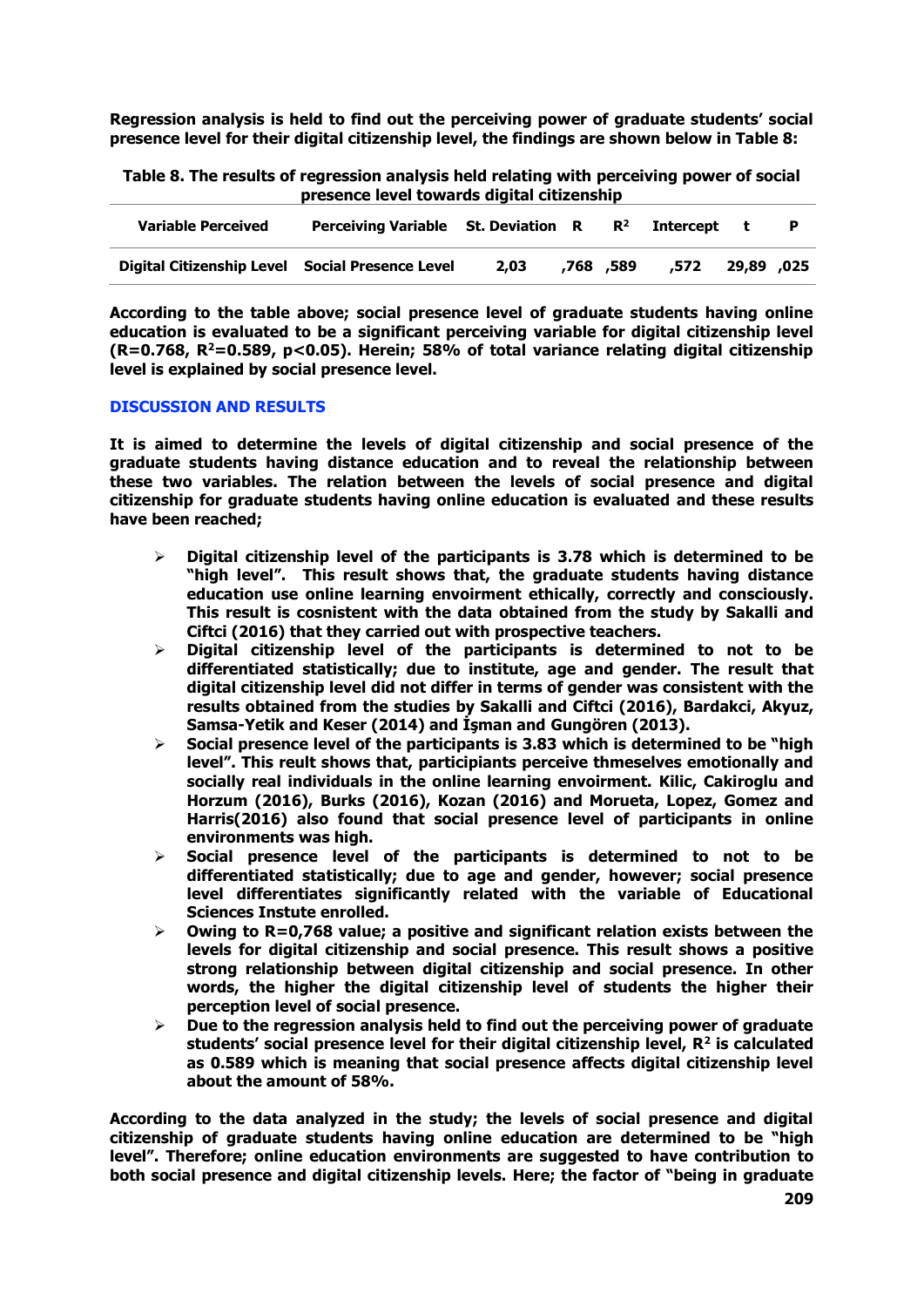**Regression analysis is held to find out the perceiving power of graduate students' social presence level for their digital citizenship level, the findings are shown below in Table 8:**

**Table 8. The results of regression analysis held relating with perceiving power of social presence level towards digital citizenship**

| Variable Perceived | Perceiving Variable | St. Deviation | R | $R^2$ | Intercept | t | P |
|---|---|---|---|---|---|---|---|
| Digital Citizenship Level | Social Presence Level | 2,03 | ,768 | ,589 | ,572 | 29,89 | ,025 |

**According to the table above; social presence level of graduate students having online education is evaluated to be a significant perceiving variable for digital citizenship level (R=0.768, $R^2$=0.589, p<0.05). Herein; 58% of total variance relating digital citizenship level is explained by social presence level.**

## DISCUSSION AND RESULTS

**It is aimed to determine the levels of digital citizenship and social presence of the graduate students having distance education and to reveal the relationship between these two variables. The relation between the levels of social presence and digital citizenship for graduate students having online education is evaluated and these results have been reached;**

- **Digital citizenship level of the participants is 3.78 which is determined to be "high level". This result shows that, the graduate students having distance education use online learning envoirment ethically, correctly and consciously. This result is cosnistent with the data obtained from the study by Sakalli and Ciftci (2016) that they carried out with prospective teachers.**
- **Digital citizenship level of the participants is determined to not to be differentiated statistically; due to institute, age and gender. The result that digital citizenship level did not differ in terms of gender was consistent with the results obtained from the studies by Sakalli and Ciftci (2016), Bardakci, Akyuz, Samsa-Yetik and Keser (2014) and İşman and Gungören (2013).**
- **Social presence level of the participants is 3.83 which is determined to be "high level". This reult shows that, participiants perceive thmeselves emotionally and socially real individuals in the online learning envoirment. Kilic, Cakiroglu and Horzum (2016), Burks (2016), Kozan (2016) and Morueta, Lopez, Gomez and Harris(2016) also found that social presence level of participants in online environments was high.**
- **Social presence level of the participants is determined to not to be differentiated statistically; due to age and gender, however; social presence level differentiates significantly related with the variable of Educational Sciences Instute enrolled.**
- **Owing to R=0,768 value; a positive and significant relation exists between the levels for digital citizenship and social presence. This result shows a positive strong relationship between digital citizenship and social presence. In other words, the higher the digital citizenship level of students the higher their perception level of social presence.**
- **Due to the regression analysis held to find out the perceiving power of graduate students' social presence level for their digital citizenship level, $R^2$ is calculated as 0.589 which is meaning that social presence affects digital citizenship level about the amount of 58%.**

**According to the data analyzed in the study; the levels of social presence and digital citizenship of graduate students having online education are determined to be "high level". Therefore; online education environments are suggested to have contribution to both social presence and digital citizenship levels. Here; the factor of "being in graduate**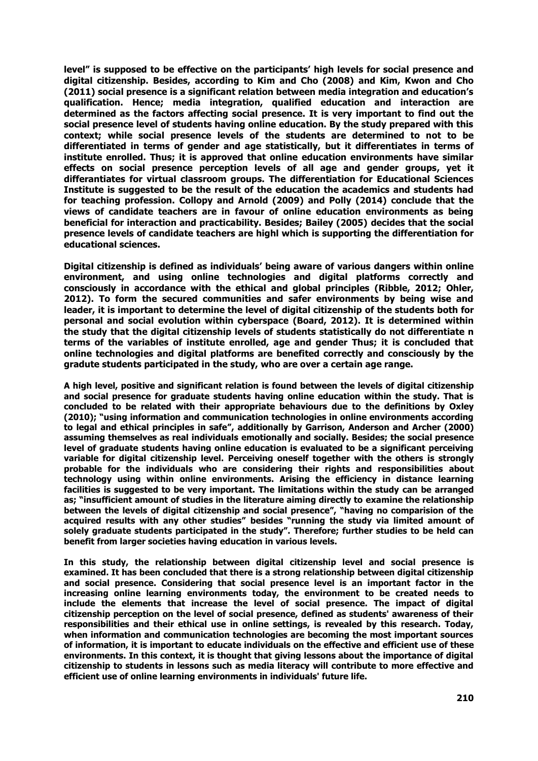**level" is supposed to be effective on the participants' high levels for social presence and digital citizenship. Besides, according to Kim and Cho (2008) and Kim, Kwon and Cho (2011) social presence is a significant relation between media integration and education's qualification. Hence; media integration, qualified education and interaction are determined as the factors affecting social presence. It is very important to find out the social presence level of students having online education. By the study prepared with this context; while social presence levels of the students are determined to not to be differentiated in terms of gender and age statistically, but it differentiates in terms of institute enrolled. Thus; it is approved that online education environments have similar effects on social presence perception levels of all age and gender groups, yet it differantiates for virtual classroom groups. The differentiation for Educational Sciences Institute is suggested to be the result of the education the academics and students had for teaching profession. Collopy and Arnold (2009) and Polly (2014) conclude that the views of candidate teachers are in favour of online education environments as being beneficial for interaction and practicability. Besides; Bailey (2005) decides that the social presence levels of candidate teachers are highl which is supporting the differentiation for educational sciences.**

**Digital citizenship is defined as individuals' being aware of various dangers within online environment, and using online technologies and digital platforms correctly and consciously in accordance with the ethical and global principles (Ribble, 2012; Ohler, 2012). To form the secured communities and safer environments by being wise and leader, it is important to determine the level of digital citizenship of the students both for personal and social evolution within cyberspace (Board, 2012). It is determined within the study that the digital citizenship levels of students statistically do not differentiate n terms of the variables of institute enrolled, age and gender Thus; it is concluded that online technologies and digital platforms are benefited correctly and consciously by the gradute students participated in the study, who are over a certain age range.**

**A high level, positive and significant relation is found between the levels of digital citizenship and social presence for graduate students having online education within the study. That is concluded to be related with their appropriate behaviours due to the definitions by Oxley (2010); "using information and communication technologies in online environments according to legal and ethical principles in safe", additionally by Garrison, Anderson and Archer (2000) assuming themselves as real individuals emotionally and socially. Besides; the social presence level of graduate students having online education is evaluated to be a significant perceiving variable for digital citizenship level. Perceiving oneself together with the others is strongly probable for the individuals who are considering their rights and responsibilities about technology using within online environments. Arising the efficiency in distance learning facilities is suggested to be very important. The limitations within the study can be arranged as; "insufficient amount of studies in the literature aiming directly to examine the relationship between the levels of digital citizenship and social presence", "having no comparision of the acquired results with any other studies" besides "running the study via limited amount of solely graduate students participated in the study". Therefore; further studies to be held can benefit from larger societies having education in various levels.**

**In this study, the relationship between digital citizenship level and social presence is examined. It has been concluded that there is a strong relationship between digital citizenship and social presence. Considering that social presence level is an important factor in the increasing online learning environments today, the environment to be created needs to include the elements that increase the level of social presence. The impact of digital citizenship perception on the level of social presence, defined as students' awareness of their responsibilities and their ethical use in online settings, is revealed by this research. Today, when information and communication technologies are becoming the most important sources of information, it is important to educate individuals on the effective and efficient use of these environments. In this context, it is thought that giving lessons about the importance of digital citizenship to students in lessons such as media literacy will contribute to more effective and efficient use of online learning environments in individuals' future life.**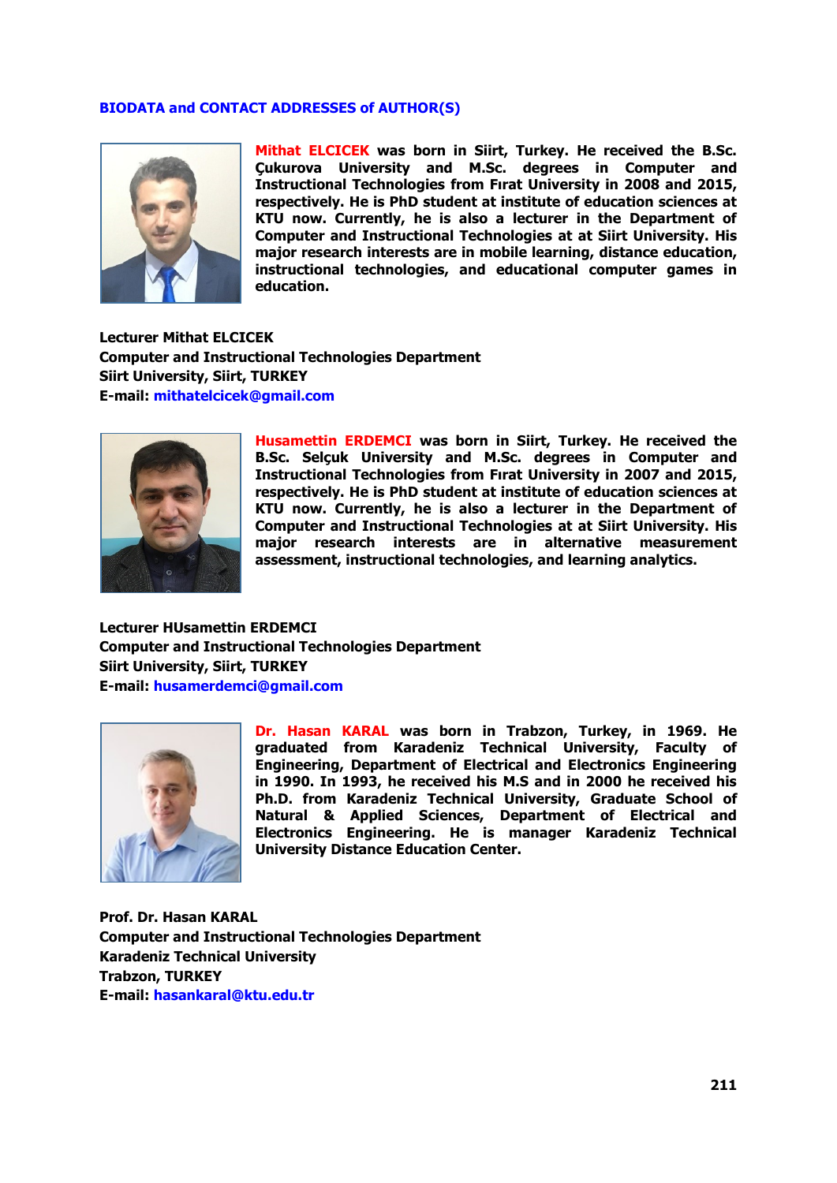## BIODATA and CONTACT ADDRESSES of AUTHOR(S)

**Mithat ELCICEK was born in Siirt, Turkey. He received the B.Sc. Çukurova University and M.Sc. degrees in Computer and Instructional Technologies from Fırat University in 2008 and 2015, respectively. He is PhD student at institute of education sciences at KTU now. Currently, he is also a lecturer in the Department of Computer and Instructional Technologies at at Siirt University. His major research interests are in mobile learning, distance education, instructional technologies, and educational computer games in education.**

**Lecturer Mithat ELCICEK**
**Computer and Instructional Technologies Department**
**Siirt University, Siirt, TURKEY**
**E-mail: mithatelcicek@gmail.com**

**Husamettin ERDEMCI was born in Siirt, Turkey. He received the B.Sc. Selçuk University and M.Sc. degrees in Computer and Instructional Technologies from Fırat University in 2007 and 2015, respectively. He is PhD student at institute of education sciences at KTU now. Currently, he is also a lecturer in the Department of Computer and Instructional Technologies at at Siirt University. His major research interests are in alternative measurement assessment, instructional technologies, and learning analytics.**

**Lecturer HUsamettin ERDEMCI**
**Computer and Instructional Technologies Department**
**Siirt University, Siirt, TURKEY**
**E-mail: husamerdemci@gmail.com**

**Dr. Hasan KARAL was born in Trabzon, Turkey, in 1969. He graduated from Karadeniz Technical University, Faculty of Engineering, Department of Electrical and Electronics Engineering in 1990. In 1993, he received his M.S and in 2000 he received his Ph.D. from Karadeniz Technical University, Graduate School of Natural & Applied Sciences, Department of Electrical and Electronics Engineering. He is manager Karadeniz Technical University Distance Education Center.**

**Prof. Dr. Hasan KARAL**
**Computer and Instructional Technologies Department**
**Karadeniz Technical University**
**Trabzon, TURKEY**
**E-mail: hasankaral@ktu.edu.tr**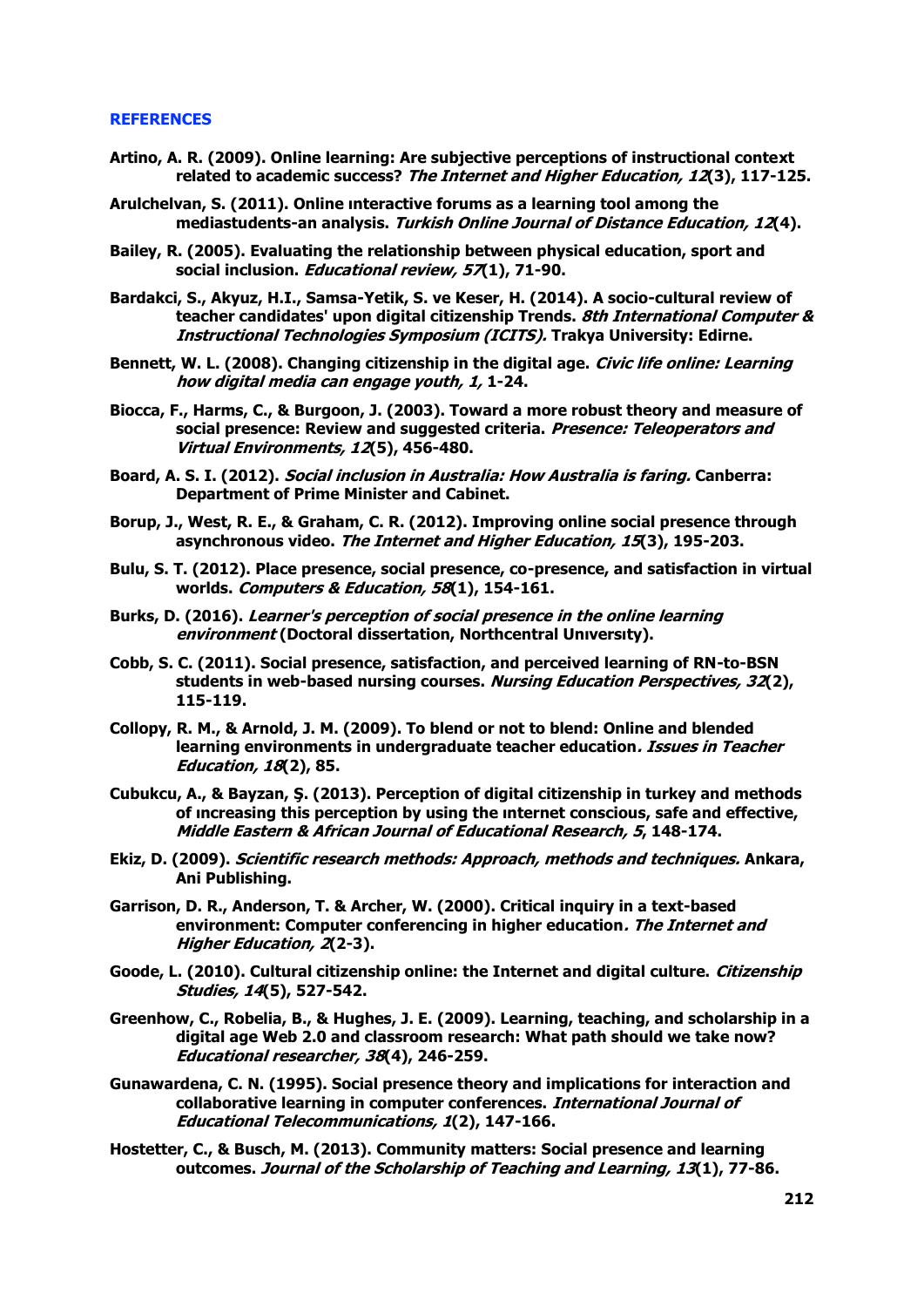## REFERENCES

**Artino, A. R. (2009). Online learning: Are subjective perceptions of instructional context related to academic success? *The Internet and Higher Education, 12*(3), 117-125.**

**Arulchelvan, S. (2011). Online ınteractive forums as a learning tool among the mediastudents-an analysis. *Turkish Online Journal of Distance Education, 12*(4).**

**Bailey, R. (2005). Evaluating the relationship between physical education, sport and social inclusion. *Educational review, 57*(1), 71-90.**

**Bardakci, S., Akyuz, H.I., Samsa-Yetik, S. ve Keser, H. (2014). A socio-cultural review of teacher candidates' upon digital citizenship Trends. *8th International Computer & Instructional Technologies Symposium (ICITS).* Trakya University: Edirne.**

**Bennett, W. L. (2008). Changing citizenship in the digital age. *Civic life online: Learning how digital media can engage youth, 1,* 1-24.**

**Biocca, F., Harms, C., & Burgoon, J. (2003). Toward a more robust theory and measure of social presence: Review and suggested criteria. *Presence: Teleoperators and Virtual Environments, 12*(5), 456-480.**

**Board, A. S. I. (2012). *Social inclusion in Australia: How Australia is faring.* Canberra: Department of Prime Minister and Cabinet.**

**Borup, J., West, R. E., & Graham, C. R. (2012). Improving online social presence through asynchronous video. *The Internet and Higher Education, 15*(3), 195-203.**

**Bulu, S. T. (2012). Place presence, social presence, co-presence, and satisfaction in virtual worlds. *Computers & Education, 58*(1), 154-161.**

**Burks, D. (2016). *Learner's perception of social presence in the online learning environment* (Doctoral dissertation, Northcentral Unıversıty).**

**Cobb, S. C. (2011). Social presence, satisfaction, and perceived learning of RN-to-BSN students in web-based nursing courses. *Nursing Education Perspectives, 32*(2), 115-119.**

**Collopy, R. M., & Arnold, J. M. (2009). To blend or not to blend: Online and blended learning environments in undergraduate teacher education*. Issues in Teacher Education, 18*(2), 85.**

**Cubukcu, A., & Bayzan, Ş. (2013). Perception of digital citizenship in turkey and methods of ıncreasing this perception by using the ınternet conscious, safe and effective, *Middle Eastern & African Journal of Educational Research, 5*, 148-174.**

**Ekiz, D. (2009). *Scientific research methods: Approach, methods and techniques.* Ankara, Ani Publishing.**

**Garrison, D. R., Anderson, T. & Archer, W. (2000). Critical inquiry in a text-based environment: Computer conferencing in higher education*. The Internet and Higher Education, 2*(2-3).**

**Goode, L. (2010). Cultural citizenship online: the Internet and digital culture. *Citizenship Studies, 14*(5), 527-542.**

**Greenhow, C., Robelia, B., & Hughes, J. E. (2009). Learning, teaching, and scholarship in a digital age Web 2.0 and classroom research: What path should we take now? *Educational researcher, 38*(4), 246-259.**

**Gunawardena, C. N. (1995). Social presence theory and implications for interaction and collaborative learning in computer conferences. *International Journal of Educational Telecommunications, 1*(2), 147-166.**

**Hostetter, C., & Busch, M. (2013). Community matters: Social presence and learning outcomes. *Journal of the Scholarship of Teaching and Learning, 13*(1), 77-86.**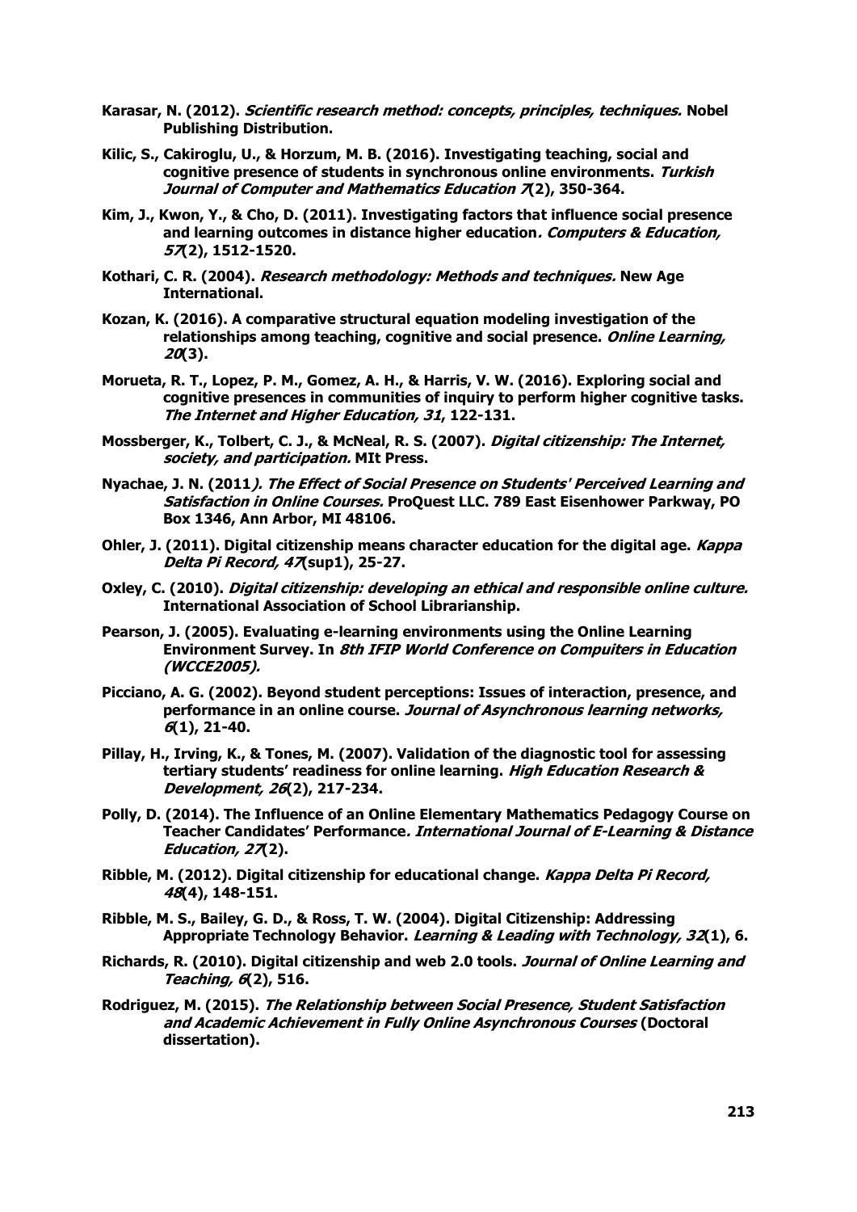**Karasar, N. (2012).** ***Scientific research method: concepts, principles, techniques.*** **Nobel Publishing Distribution.**

**Kilic, S., Cakiroglu, U., & Horzum, M. B. (2016). Investigating teaching, social and cognitive presence of students in synchronous online environments.** ***Turkish Journal of Computer and Mathematics Education 7*****(2), 350-364.**

**Kim, J., Kwon, Y., & Cho, D. (2011). Investigating factors that influence social presence and learning outcomes in distance higher education*****. Computers & Education, 57*****(2), 1512-1520.**

**Kothari, C. R. (2004).** ***Research methodology: Methods and techniques.*** **New Age International.**

**Kozan, K. (2016). A comparative structural equation modeling investigation of the relationships among teaching, cognitive and social presence.** ***Online Learning, 20*****(3).**

**Morueta, R. T., Lopez, P. M., Gomez, A. H., & Harris, V. W. (2016). Exploring social and cognitive presences in communities of inquiry to perform higher cognitive tasks.** ***The Internet and Higher Education, 31*****, 122-131.**

**Mossberger, K., Tolbert, C. J., & McNeal, R. S. (2007).** ***Digital citizenship: The Internet, society, and participation.*** **MIt Press.**

**Nyachae, J. N. (2011*****). The Effect of Social Presence on Students' Perceived Learning and Satisfaction in Online Courses.*** **ProQuest LLC. 789 East Eisenhower Parkway, PO Box 1346, Ann Arbor, MI 48106.**

**Ohler, J. (2011). Digital citizenship means character education for the digital age.** ***Kappa Delta Pi Record, 47*****(sup1), 25-27.**

**Oxley, C. (2010).** ***Digital citizenship: developing an ethical and responsible online culture.*** **International Association of School Librarianship.**

**Pearson, J. (2005). Evaluating e-learning environments using the Online Learning Environment Survey. In** ***8th IFIP World Conference on Compuiters in Education (WCCE2005).***

**Picciano, A. G. (2002). Beyond student perceptions: Issues of interaction, presence, and performance in an online course.** ***Journal of Asynchronous learning networks, 6*****(1), 21-40.**

**Pillay, H., Irving, K., & Tones, M. (2007). Validation of the diagnostic tool for assessing tertiary students' readiness for online learning.** ***High Education Research & Development, 26*****(2), 217-234.**

**Polly, D. (2014). The Influence of an Online Elementary Mathematics Pedagogy Course on Teacher Candidates' Performance*****. International Journal of E-Learning & Distance Education, 27*****(2).**

**Ribble, M. (2012). Digital citizenship for educational change.** ***Kappa Delta Pi Record, 48*****(4), 148-151.**

**Ribble, M. S., Bailey, G. D., & Ross, T. W. (2004). Digital Citizenship: Addressing Appropriate Technology Behavior.** ***Learning & Leading with Technology, 32*****(1), 6.**

**Richards, R. (2010). Digital citizenship and web 2.0 tools.** ***Journal of Online Learning and Teaching, 6*****(2), 516.**

**Rodriguez, M. (2015).** ***The Relationship between Social Presence, Student Satisfaction and Academic Achievement in Fully Online Asynchronous Courses*** **(Doctoral dissertation).**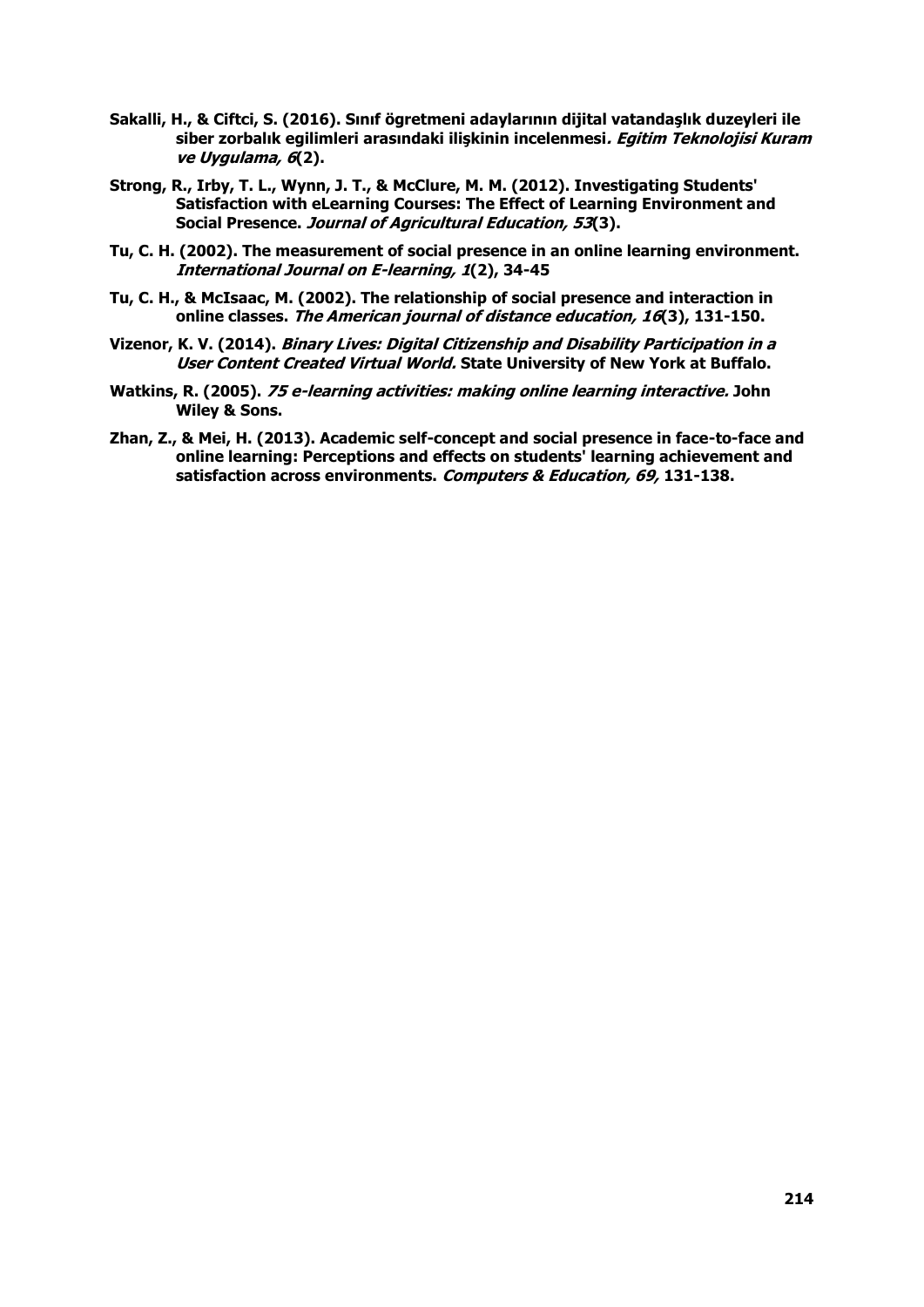**Sakalli, H., & Ciftci, S. (2016). Sınıf ögretmeni adaylarının dijital vatandaşlık duzeyleri ile siber zorbalık egilimleri arasındaki ilişkinin incelenmesi*. Egitim Teknolojisi Kuram ve Uygulama, 6*(2).**

**Strong, R., Irby, T. L., Wynn, J. T., & McClure, M. M. (2012). Investigating Students' Satisfaction with eLearning Courses: The Effect of Learning Environment and Social Presence. *Journal of Agricultural Education, 53*(3).**

**Tu, C. H. (2002). The measurement of social presence in an online learning environment. *International Journal on E-learning, 1*(2), 34-45**

**Tu, C. H., & McIsaac, M. (2002). The relationship of social presence and interaction in online classes. *The American journal of distance education, 16*(3), 131-150.**

**Vizenor, K. V. (2014). *Binary Lives: Digital Citizenship and Disability Participation in a User Content Created Virtual World.* State University of New York at Buffalo.**

**Watkins, R. (2005). *75 e-learning activities: making online learning interactive.* John Wiley & Sons.**

**Zhan, Z., & Mei, H. (2013). Academic self-concept and social presence in face-to-face and online learning: Perceptions and effects on students' learning achievement and satisfaction across environments. *Computers & Education, 69,* 131-138.**